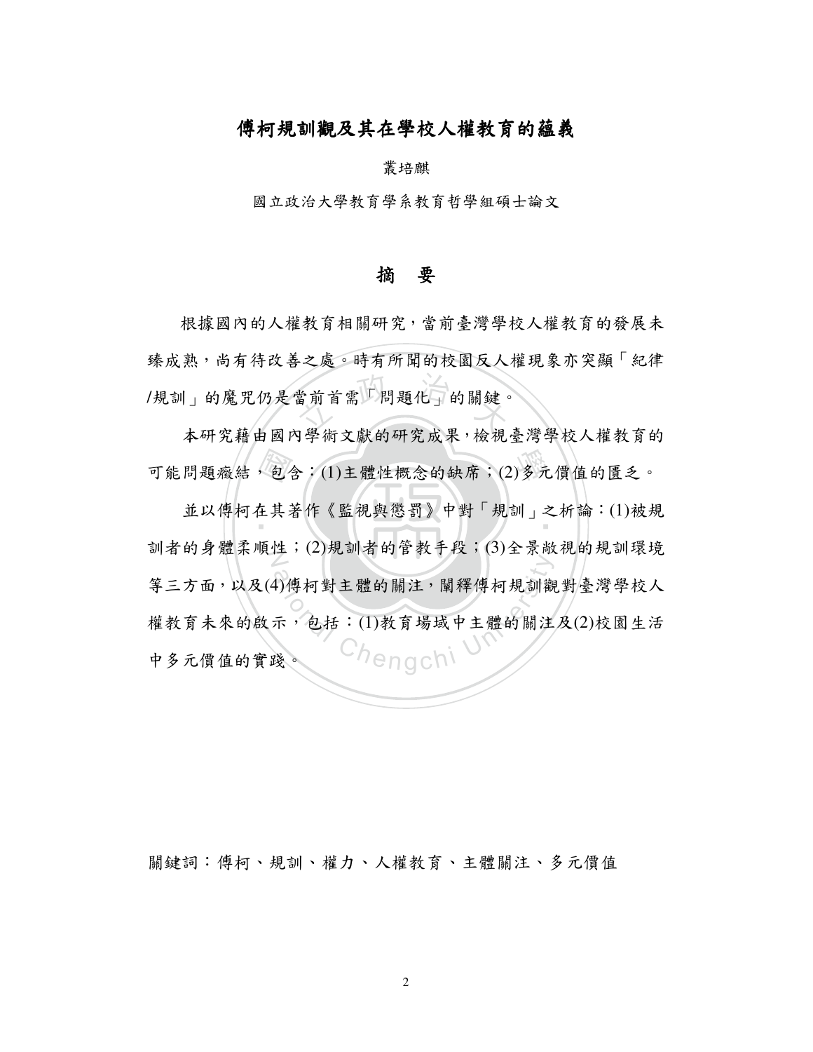# 傅柯規訓觀及其在學校人權教育的蘊義

叢培麒

國立政治大學教育學系教育哲學組碩士論文

## 摘　要

根據國內的人權教育相關研究，當前臺灣學校人權教育的發展未臻成熟，尚有待改善之處。時有所聞的校園反人權現象亦突顯「紀律/規訓」的魔咒仍是當前首需「問題化」的關鍵。

本研究藉由國內學術文獻的研究成果，檢視臺灣學校人權教育的可能問題癥結，包含：(1)主體性概念的缺席；(2)多元價值的匱乏。

並以傅柯在其著作《監視與懲罰》中對「規訓」之析論：(1)被規訓者的身體柔順性；(2)規訓者的管教手段；(3)全景敞視的規訓環境等三方面，以及(4)傅柯對主體的關注，闡釋傅柯規訓觀對臺灣學校人權教育未來的啟示，包括：(1)教育場域中主體的關注及(2)校園生活中多元價值的實踐。

關鍵詞：傅柯、規訓、權力、人權教育、主體關注、多元價值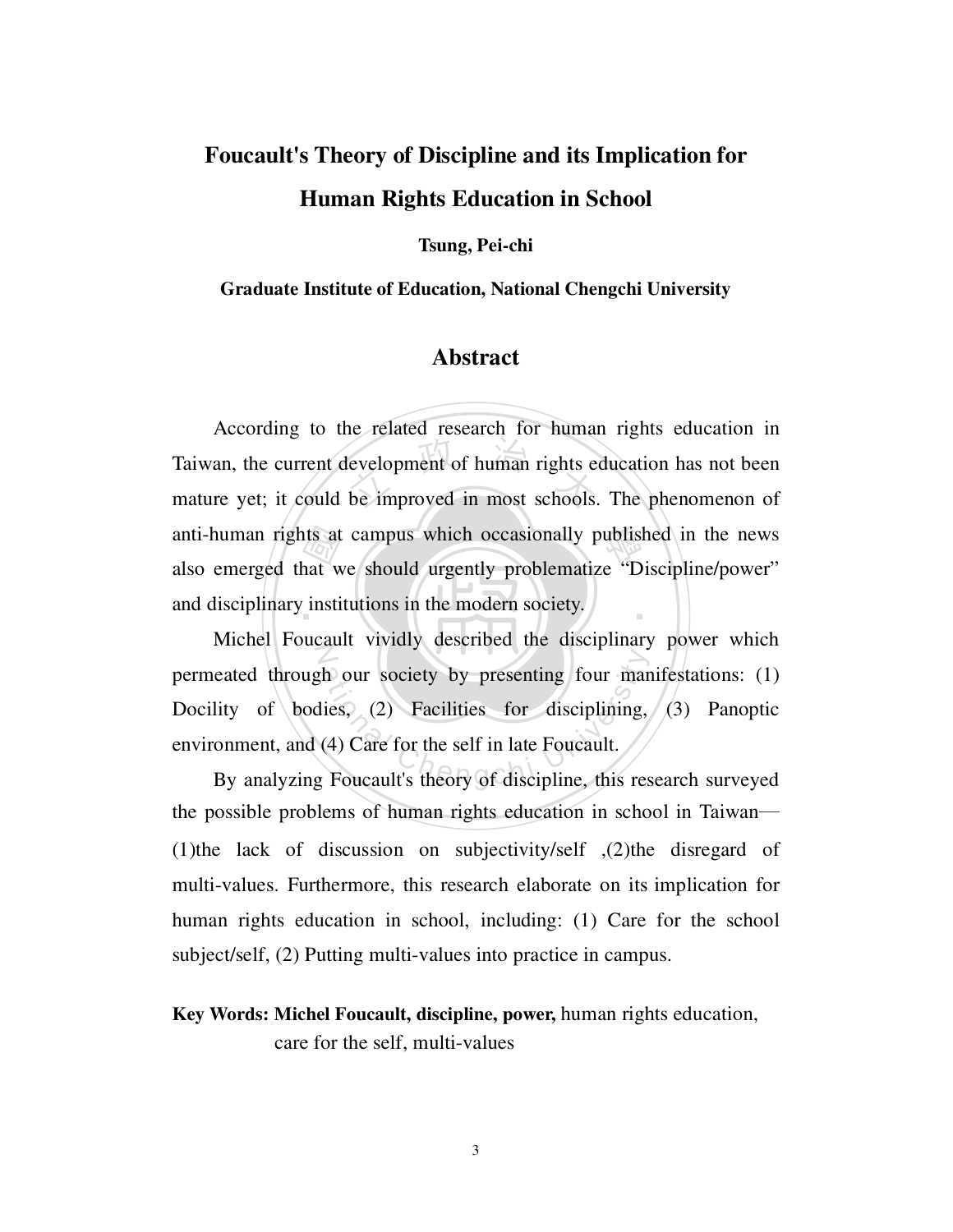# Foucault's Theory of Discipline and its Implication for Human Rights Education in School

**Tsung, Pei-chi**

**Graduate Institute of Education, National Chengchi University**

## Abstract

According to the related research for human rights education in Taiwan, the current development of human rights education has not been mature yet; it could be improved in most schools. The phenomenon of anti-human rights at campus which occasionally published in the news also emerged that we should urgently problematize "Discipline/power" and disciplinary institutions in the modern society.

Michel Foucault vividly described the disciplinary power which permeated through our society by presenting four manifestations: (1) Docility of bodies, (2) Facilities for disciplining, (3) Panoptic environment, and (4) Care for the self in late Foucault.

By analyzing Foucault's theory of discipline, this research surveyed the possible problems of human rights education in school in Taiwan— (1)the lack of discussion on subjectivity/self ,(2)the disregard of multi-values. Furthermore, this research elaborate on its implication for human rights education in school, including: (1) Care for the school subject/self, (2) Putting multi-values into practice in campus.

**Key Words: Michel Foucault, discipline, power,** human rights education, care for the self, multi-values